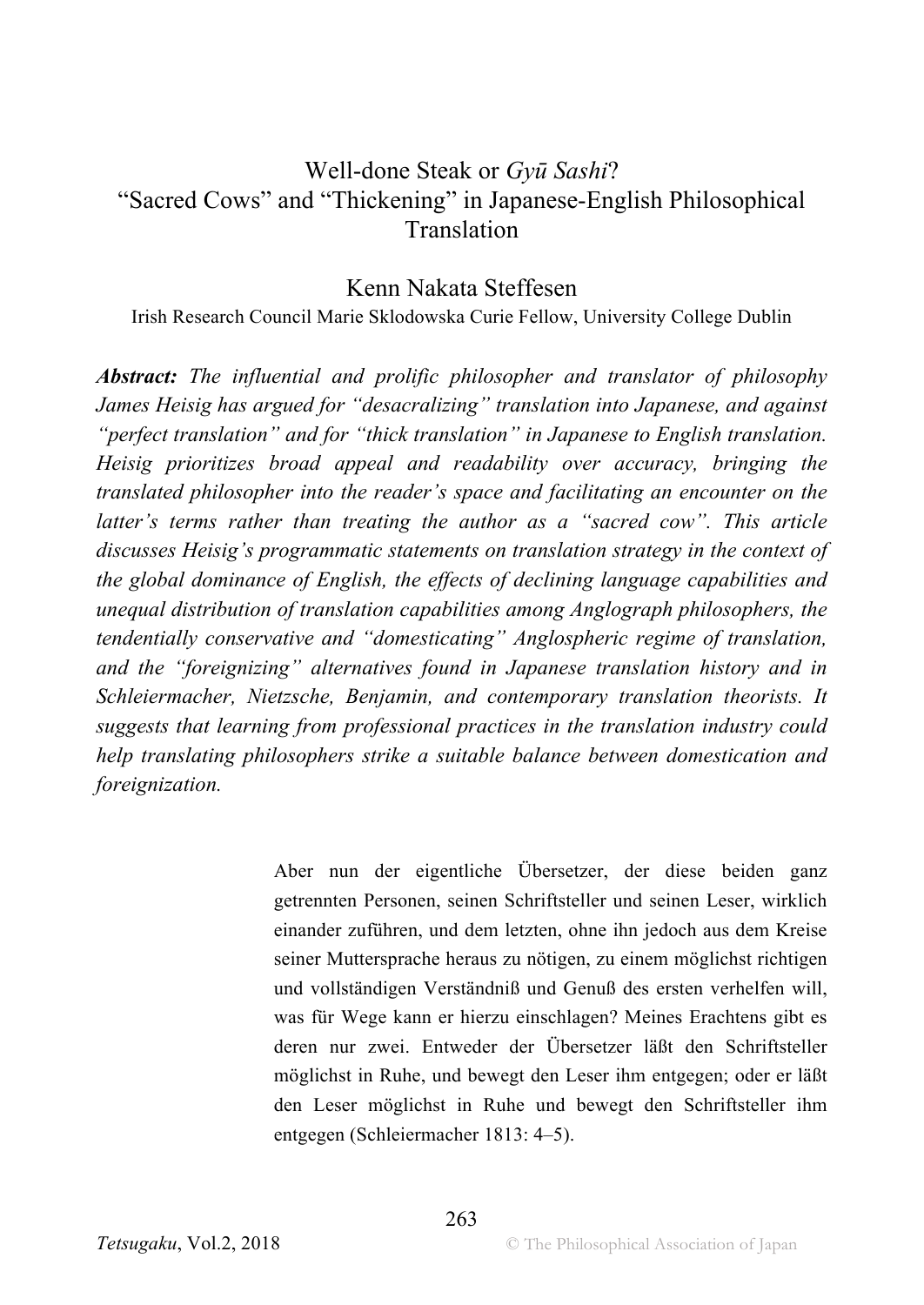# Well-done Steak or *Gyū Sashi*?
# "Sacred Cows" and "Thickening" in Japanese-English Philosophical Translation

Kenn Nakata Steffesen

Irish Research Council Marie Sklodowska Curie Fellow, University College Dublin

***Abstract:*** *The influential and prolific philosopher and translator of philosophy James Heisig has argued for "desacralizing" translation into Japanese, and against "perfect translation" and for "thick translation" in Japanese to English translation. Heisig prioritizes broad appeal and readability over accuracy, bringing the translated philosopher into the reader's space and facilitating an encounter on the latter's terms rather than treating the author as a "sacred cow". This article discusses Heisig's programmatic statements on translation strategy in the context of the global dominance of English, the effects of declining language capabilities and unequal distribution of translation capabilities among Anglograph philosophers, the tendentially conservative and "domesticating" Anglospheric regime of translation, and the "foreignizing" alternatives found in Japanese translation history and in Schleiermacher, Nietzsche, Benjamin, and contemporary translation theorists. It suggests that learning from professional practices in the translation industry could help translating philosophers strike a suitable balance between domestication and foreignization.*

> Aber nun der eigentliche Übersetzer, der diese beiden ganz getrennten Personen, seinen Schriftsteller und seinen Leser, wirklich einander zuführen, und dem letzten, ohne ihn jedoch aus dem Kreise seiner Muttersprache heraus zu nötigen, zu einem möglichst richtigen und vollständigen Verständniß und Genuß des ersten verhelfen will, was für Wege kann er hierzu einschlagen? Meines Erachtens gibt es deren nur zwei. Entweder der Übersetzer läßt den Schriftsteller möglichst in Ruhe, und bewegt den Leser ihm entgegen; oder er läßt den Leser möglichst in Ruhe und bewegt den Schriftsteller ihm entgegen (Schleiermacher 1813: 4–5).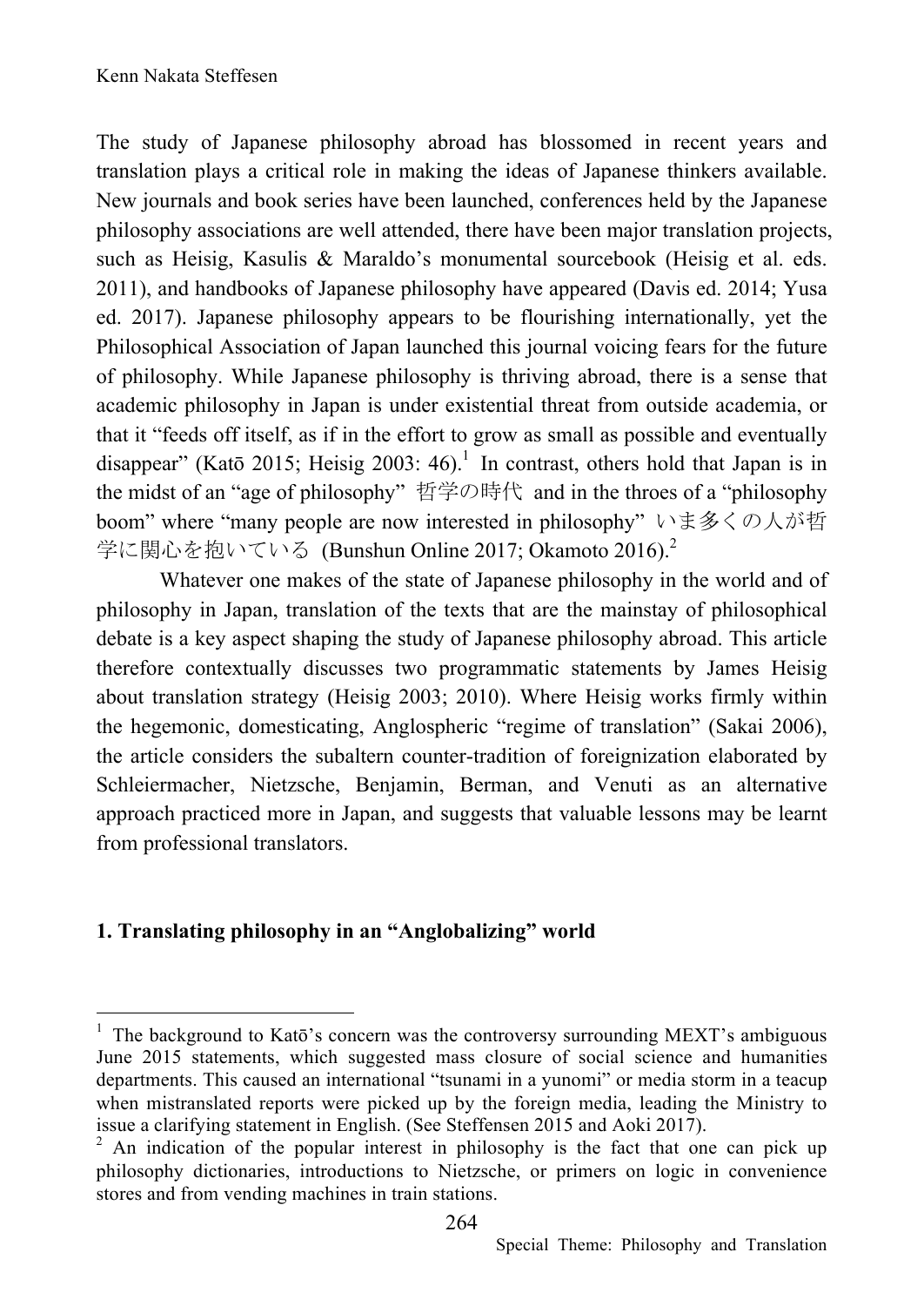The study of Japanese philosophy abroad has blossomed in recent years and translation plays a critical role in making the ideas of Japanese thinkers available. New journals and book series have been launched, conferences held by the Japanese philosophy associations are well attended, there have been major translation projects, such as Heisig, Kasulis & Maraldo's monumental sourcebook (Heisig et al. eds. 2011), and handbooks of Japanese philosophy have appeared (Davis ed. 2014; Yusa ed. 2017). Japanese philosophy appears to be flourishing internationally, yet the Philosophical Association of Japan launched this journal voicing fears for the future of philosophy. While Japanese philosophy is thriving abroad, there is a sense that academic philosophy in Japan is under existential threat from outside academia, or that it "feeds off itself, as if in the effort to grow as small as possible and eventually disappear" (Katō 2015; Heisig 2003: 46).[1] In contrast, others hold that Japan is in the midst of an "age of philosophy" 哲学の時代 and in the throes of a "philosophy boom" where "many people are now interested in philosophy" いま多くの人が哲学に関心を抱いている (Bunshun Online 2017; Okamoto 2016).[2]

Whatever one makes of the state of Japanese philosophy in the world and of philosophy in Japan, translation of the texts that are the mainstay of philosophical debate is a key aspect shaping the study of Japanese philosophy abroad. This article therefore contextually discusses two programmatic statements by James Heisig about translation strategy (Heisig 2003; 2010). Where Heisig works firmly within the hegemonic, domesticating, Anglospheric "regime of translation" (Sakai 2006), the article considers the subaltern counter-tradition of foreignization elaborated by Schleiermacher, Nietzsche, Benjamin, Berman, and Venuti as an alternative approach practiced more in Japan, and suggests that valuable lessons may be learnt from professional translators.

## 1. Translating philosophy in an "Anglobalizing" world

---

[1] The background to Katō's concern was the controversy surrounding MEXT's ambiguous June 2015 statements, which suggested mass closure of social science and humanities departments. This caused an international "tsunami in a yunomi" or media storm in a teacup when mistranslated reports were picked up by the foreign media, leading the Ministry to issue a clarifying statement in English. (See Steffensen 2015 and Aoki 2017).

[2] An indication of the popular interest in philosophy is the fact that one can pick up philosophy dictionaries, introductions to Nietzsche, or primers on logic in convenience stores and from vending machines in train stations.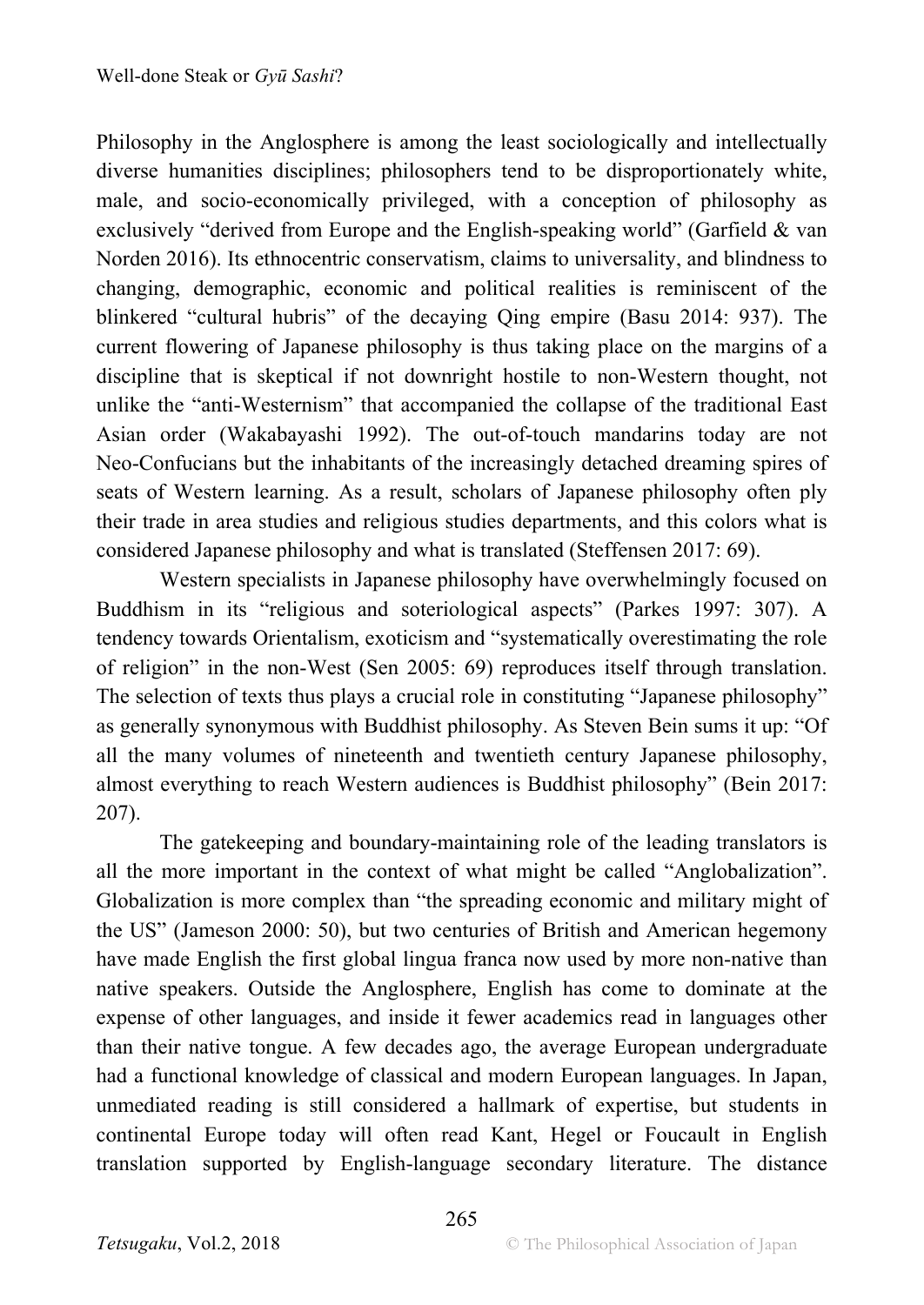Philosophy in the Anglosphere is among the least sociologically and intellectually diverse humanities disciplines; philosophers tend to be disproportionately white, male, and socio-economically privileged, with a conception of philosophy as exclusively "derived from Europe and the English-speaking world" (Garfield & van Norden 2016). Its ethnocentric conservatism, claims to universality, and blindness to changing, demographic, economic and political realities is reminiscent of the blinkered "cultural hubris" of the decaying Qing empire (Basu 2014: 937). The current flowering of Japanese philosophy is thus taking place on the margins of a discipline that is skeptical if not downright hostile to non-Western thought, not unlike the "anti-Westernism" that accompanied the collapse of the traditional East Asian order (Wakabayashi 1992). The out-of-touch mandarins today are not Neo-Confucians but the inhabitants of the increasingly detached dreaming spires of seats of Western learning. As a result, scholars of Japanese philosophy often ply their trade in area studies and religious studies departments, and this colors what is considered Japanese philosophy and what is translated (Steffensen 2017: 69).

Western specialists in Japanese philosophy have overwhelmingly focused on Buddhism in its "religious and soteriological aspects" (Parkes 1997: 307). A tendency towards Orientalism, exoticism and "systematically overestimating the role of religion" in the non-West (Sen 2005: 69) reproduces itself through translation. The selection of texts thus plays a crucial role in constituting "Japanese philosophy" as generally synonymous with Buddhist philosophy. As Steven Bein sums it up: "Of all the many volumes of nineteenth and twentieth century Japanese philosophy, almost everything to reach Western audiences is Buddhist philosophy" (Bein 2017: 207).

The gatekeeping and boundary-maintaining role of the leading translators is all the more important in the context of what might be called "Anglobalization". Globalization is more complex than "the spreading economic and military might of the US" (Jameson 2000: 50), but two centuries of British and American hegemony have made English the first global lingua franca now used by more non-native than native speakers. Outside the Anglosphere, English has come to dominate at the expense of other languages, and inside it fewer academics read in languages other than their native tongue. A few decades ago, the average European undergraduate had a functional knowledge of classical and modern European languages. In Japan, unmediated reading is still considered a hallmark of expertise, but students in continental Europe today will often read Kant, Hegel or Foucault in English translation supported by English-language secondary literature. The distance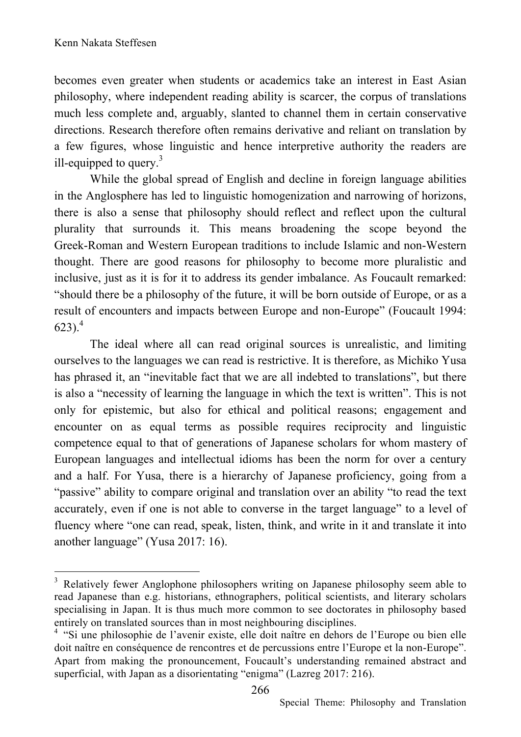becomes even greater when students or academics take an interest in East Asian philosophy, where independent reading ability is scarcer, the corpus of translations much less complete and, arguably, slanted to channel them in certain conservative directions. Research therefore often remains derivative and reliant on translation by a few figures, whose linguistic and hence interpretive authority the readers are ill-equipped to query.[3]

While the global spread of English and decline in foreign language abilities in the Anglosphere has led to linguistic homogenization and narrowing of horizons, there is also a sense that philosophy should reflect and reflect upon the cultural plurality that surrounds it. This means broadening the scope beyond the Greek-Roman and Western European traditions to include Islamic and non-Western thought. There are good reasons for philosophy to become more pluralistic and inclusive, just as it is for it to address its gender imbalance. As Foucault remarked: "should there be a philosophy of the future, it will be born outside of Europe, or as a result of encounters and impacts between Europe and non-Europe" (Foucault 1994: 623).[4]

The ideal where all can read original sources is unrealistic, and limiting ourselves to the languages we can read is restrictive. It is therefore, as Michiko Yusa has phrased it, an "inevitable fact that we are all indebted to translations", but there is also a "necessity of learning the language in which the text is written". This is not only for epistemic, but also for ethical and political reasons; engagement and encounter on as equal terms as possible requires reciprocity and linguistic competence equal to that of generations of Japanese scholars for whom mastery of European languages and intellectual idioms has been the norm for over a century and a half. For Yusa, there is a hierarchy of Japanese proficiency, going from a "passive" ability to compare original and translation over an ability "to read the text accurately, even if one is not able to converse in the target language" to a level of fluency where "one can read, speak, listen, think, and write in it and translate it into another language" (Yusa 2017: 16).

---

[3] Relatively fewer Anglophone philosophers writing on Japanese philosophy seem able to read Japanese than e.g. historians, ethnographers, political scientists, and literary scholars specialising in Japan. It is thus much more common to see doctorates in philosophy based entirely on translated sources than in most neighbouring disciplines.

[4] "Si une philosophie de l'avenir existe, elle doit naître en dehors de l'Europe ou bien elle doit naître en conséquence de rencontres et de percussions entre l'Europe et la non-Europe". Apart from making the pronouncement, Foucault's understanding remained abstract and superficial, with Japan as a disorientating "enigma" (Lazreg 2017: 216).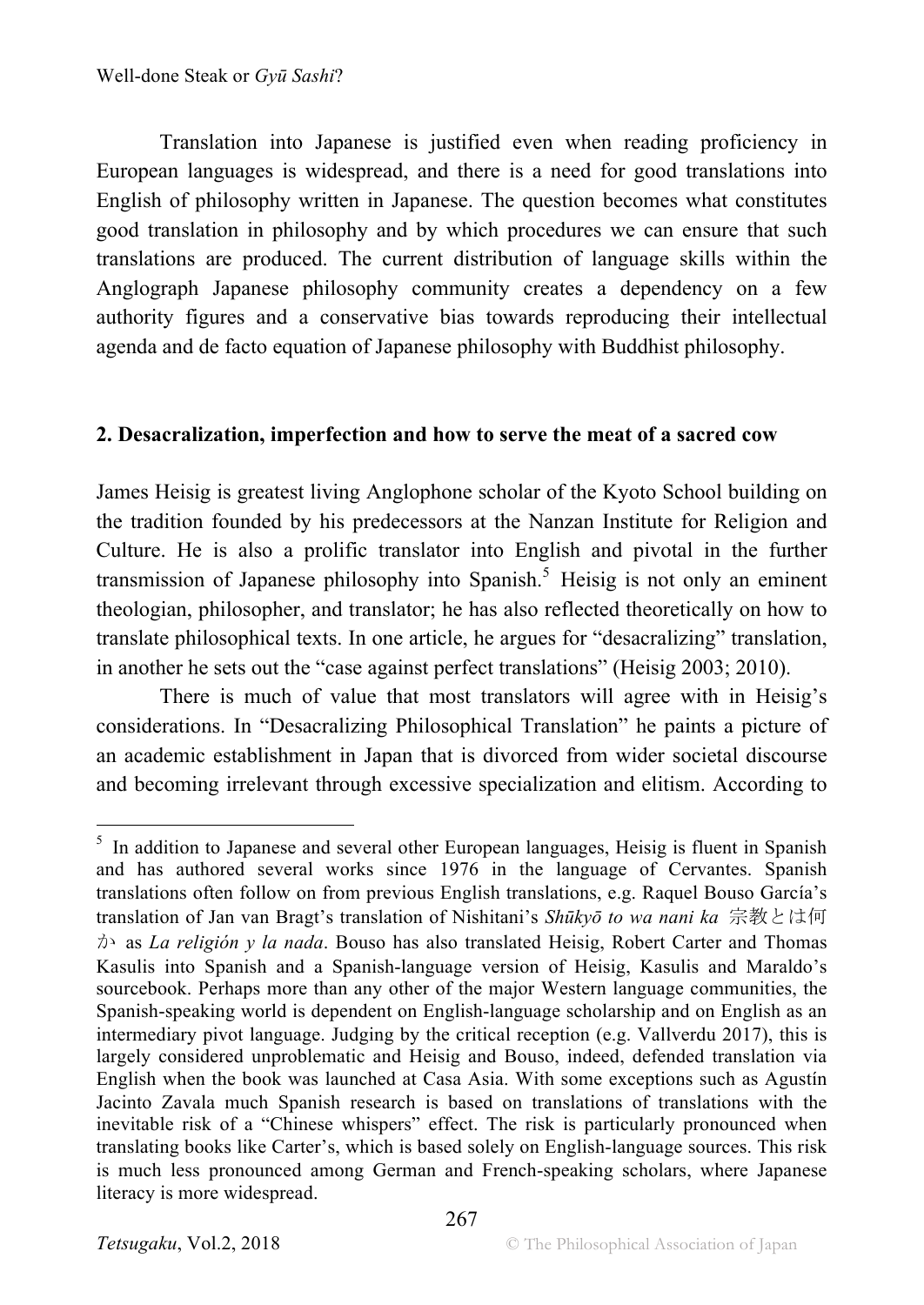Translation into Japanese is justified even when reading proficiency in European languages is widespread, and there is a need for good translations into English of philosophy written in Japanese. The question becomes what constitutes good translation in philosophy and by which procedures we can ensure that such translations are produced. The current distribution of language skills within the Anglograph Japanese philosophy community creates a dependency on a few authority figures and a conservative bias towards reproducing their intellectual agenda and de facto equation of Japanese philosophy with Buddhist philosophy.

## 2. Desacralization, imperfection and how to serve the meat of a sacred cow

James Heisig is greatest living Anglophone scholar of the Kyoto School building on the tradition founded by his predecessors at the Nanzan Institute for Religion and Culture. He is also a prolific translator into English and pivotal in the further transmission of Japanese philosophy into Spanish.[5] Heisig is not only an eminent theologian, philosopher, and translator; he has also reflected theoretically on how to translate philosophical texts. In one article, he argues for "desacralizing" translation, in another he sets out the "case against perfect translations" (Heisig 2003; 2010).

There is much of value that most translators will agree with in Heisig's considerations. In "Desacralizing Philosophical Translation" he paints a picture of an academic establishment in Japan that is divorced from wider societal discourse and becoming irrelevant through excessive specialization and elitism. According to

[5] In addition to Japanese and several other European languages, Heisig is fluent in Spanish and has authored several works since 1976 in the language of Cervantes. Spanish translations often follow on from previous English translations, e.g. Raquel Bouso García's translation of Jan van Bragt's translation of Nishitani's *Shūkyō to wa nani ka* 宗教とは何か as *La religión y la nada*. Bouso has also translated Heisig, Robert Carter and Thomas Kasulis into Spanish and a Spanish-language version of Heisig, Kasulis and Maraldo's sourcebook. Perhaps more than any other of the major Western language communities, the Spanish-speaking world is dependent on English-language scholarship and on English as an intermediary pivot language. Judging by the critical reception (e.g. Vallverdu 2017), this is largely considered unproblematic and Heisig and Bouso, indeed, defended translation via English when the book was launched at Casa Asia. With some exceptions such as Agustín Jacinto Zavala much Spanish research is based on translations of translations with the inevitable risk of a "Chinese whispers" effect. The risk is particularly pronounced when translating books like Carter's, which is based solely on English-language sources. This risk is much less pronounced among German and French-speaking scholars, where Japanese literacy is more widespread.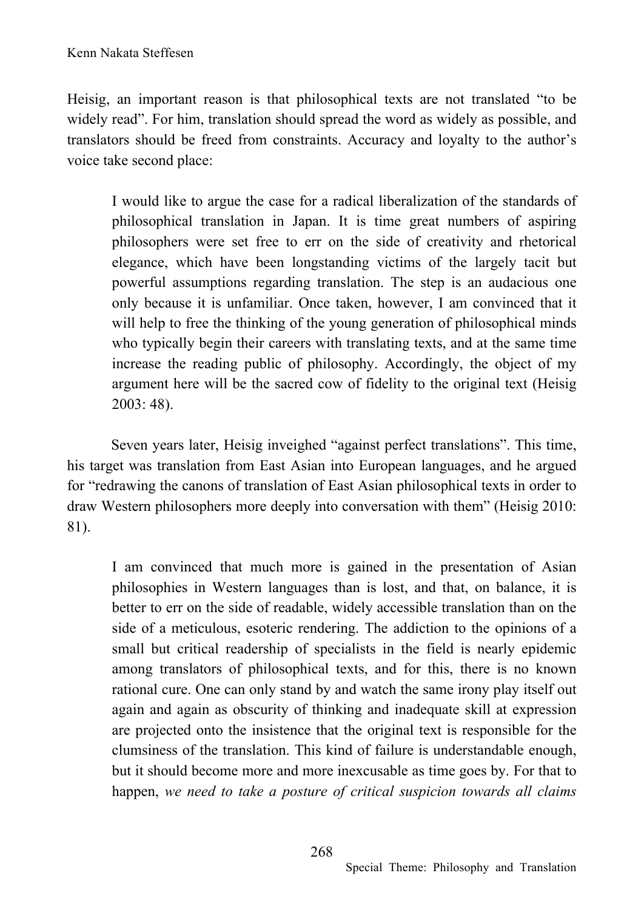Heisig, an important reason is that philosophical texts are not translated "to be widely read". For him, translation should spread the word as widely as possible, and translators should be freed from constraints. Accuracy and loyalty to the author's voice take second place:

> I would like to argue the case for a radical liberalization of the standards of philosophical translation in Japan. It is time great numbers of aspiring philosophers were set free to err on the side of creativity and rhetorical elegance, which have been longstanding victims of the largely tacit but powerful assumptions regarding translation. The step is an audacious one only because it is unfamiliar. Once taken, however, I am convinced that it will help to free the thinking of the young generation of philosophical minds who typically begin their careers with translating texts, and at the same time increase the reading public of philosophy. Accordingly, the object of my argument here will be the sacred cow of fidelity to the original text (Heisig 2003: 48).

Seven years later, Heisig inveighed "against perfect translations". This time, his target was translation from East Asian into European languages, and he argued for "redrawing the canons of translation of East Asian philosophical texts in order to draw Western philosophers more deeply into conversation with them" (Heisig 2010: 81).

> I am convinced that much more is gained in the presentation of Asian philosophies in Western languages than is lost, and that, on balance, it is better to err on the side of readable, widely accessible translation than on the side of a meticulous, esoteric rendering. The addiction to the opinions of a small but critical readership of specialists in the field is nearly epidemic among translators of philosophical texts, and for this, there is no known rational cure. One can only stand by and watch the same irony play itself out again and again as obscurity of thinking and inadequate skill at expression are projected onto the insistence that the original text is responsible for the clumsiness of the translation. This kind of failure is understandable enough, but it should become more and more inexcusable as time goes by. For that to happen, *we need to take a posture of critical suspicion towards all claims*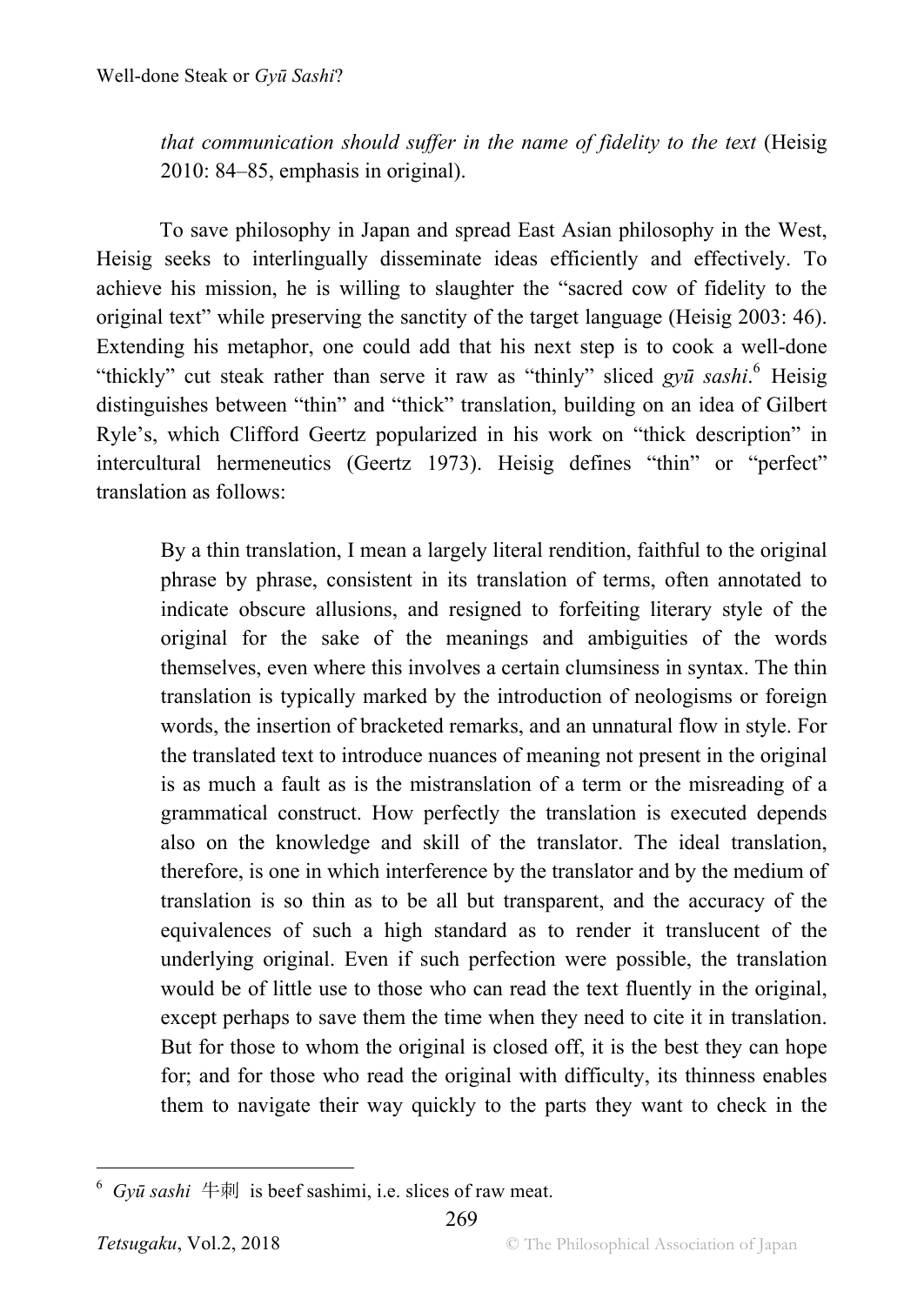*that communication should suffer in the name of fidelity to the text* (Heisig 2010: 84–85, emphasis in original).

To save philosophy in Japan and spread East Asian philosophy in the West, Heisig seeks to interlingually disseminate ideas efficiently and effectively. To achieve his mission, he is willing to slaughter the "sacred cow of fidelity to the original text" while preserving the sanctity of the target language (Heisig 2003: 46). Extending his metaphor, one could add that his next step is to cook a well-done "thickly" cut steak rather than serve it raw as "thinly" sliced *gyū sashi*.[6] Heisig distinguishes between "thin" and "thick" translation, building on an idea of Gilbert Ryle's, which Clifford Geertz popularized in his work on "thick description" in intercultural hermeneutics (Geertz 1973). Heisig defines "thin" or "perfect" translation as follows:

> By a thin translation, I mean a largely literal rendition, faithful to the original phrase by phrase, consistent in its translation of terms, often annotated to indicate obscure allusions, and resigned to forfeiting literary style of the original for the sake of the meanings and ambiguities of the words themselves, even where this involves a certain clumsiness in syntax. The thin translation is typically marked by the introduction of neologisms or foreign words, the insertion of bracketed remarks, and an unnatural flow in style. For the translated text to introduce nuances of meaning not present in the original is as much a fault as is the mistranslation of a term or the misreading of a grammatical construct. How perfectly the translation is executed depends also on the knowledge and skill of the translator. The ideal translation, therefore, is one in which interference by the translator and by the medium of translation is so thin as to be all but transparent, and the accuracy of the equivalences of such a high standard as to render it translucent of the underlying original. Even if such perfection were possible, the translation would be of little use to those who can read the text fluently in the original, except perhaps to save them the time when they need to cite it in translation. But for those to whom the original is closed off, it is the best they can hope for; and for those who read the original with difficulty, its thinness enables them to navigate their way quickly to the parts they want to check in the

---

[6] *Gyū sashi* 牛刺 is beef sashimi, i.e. slices of raw meat.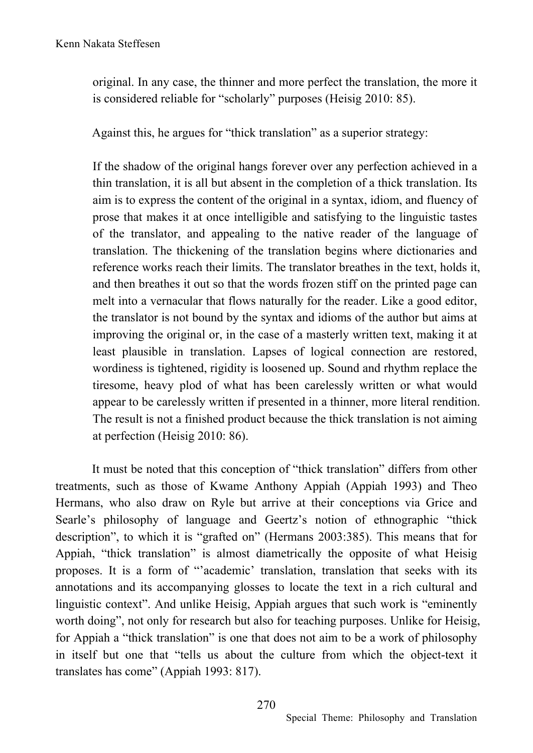> original. In any case, the thinner and more perfect the translation, the more it is considered reliable for "scholarly" purposes (Heisig 2010: 85).

Against this, he argues for "thick translation" as a superior strategy:

> If the shadow of the original hangs forever over any perfection achieved in a thin translation, it is all but absent in the completion of a thick translation. Its aim is to express the content of the original in a syntax, idiom, and fluency of prose that makes it at once intelligible and satisfying to the linguistic tastes of the translator, and appealing to the native reader of the language of translation. The thickening of the translation begins where dictionaries and reference works reach their limits. The translator breathes in the text, holds it, and then breathes it out so that the words frozen stiff on the printed page can melt into a vernacular that flows naturally for the reader. Like a good editor, the translator is not bound by the syntax and idioms of the author but aims at improving the original or, in the case of a masterly written text, making it at least plausible in translation. Lapses of logical connection are restored, wordiness is tightened, rigidity is loosened up. Sound and rhythm replace the tiresome, heavy plod of what has been carelessly written or what would appear to be carelessly written if presented in a thinner, more literal rendition. The result is not a finished product because the thick translation is not aiming at perfection (Heisig 2010: 86).

It must be noted that this conception of "thick translation" differs from other treatments, such as those of Kwame Anthony Appiah (Appiah 1993) and Theo Hermans, who also draw on Ryle but arrive at their conceptions via Grice and Searle's philosophy of language and Geertz's notion of ethnographic "thick description", to which it is "grafted on" (Hermans 2003:385). This means that for Appiah, "thick translation" is almost diametrically the opposite of what Heisig proposes. It is a form of "'academic' translation, translation that seeks with its annotations and its accompanying glosses to locate the text in a rich cultural and linguistic context". And unlike Heisig, Appiah argues that such work is "eminently worth doing", not only for research but also for teaching purposes. Unlike for Heisig, for Appiah a "thick translation" is one that does not aim to be a work of philosophy in itself but one that "tells us about the culture from which the object-text it translates has come" (Appiah 1993: 817).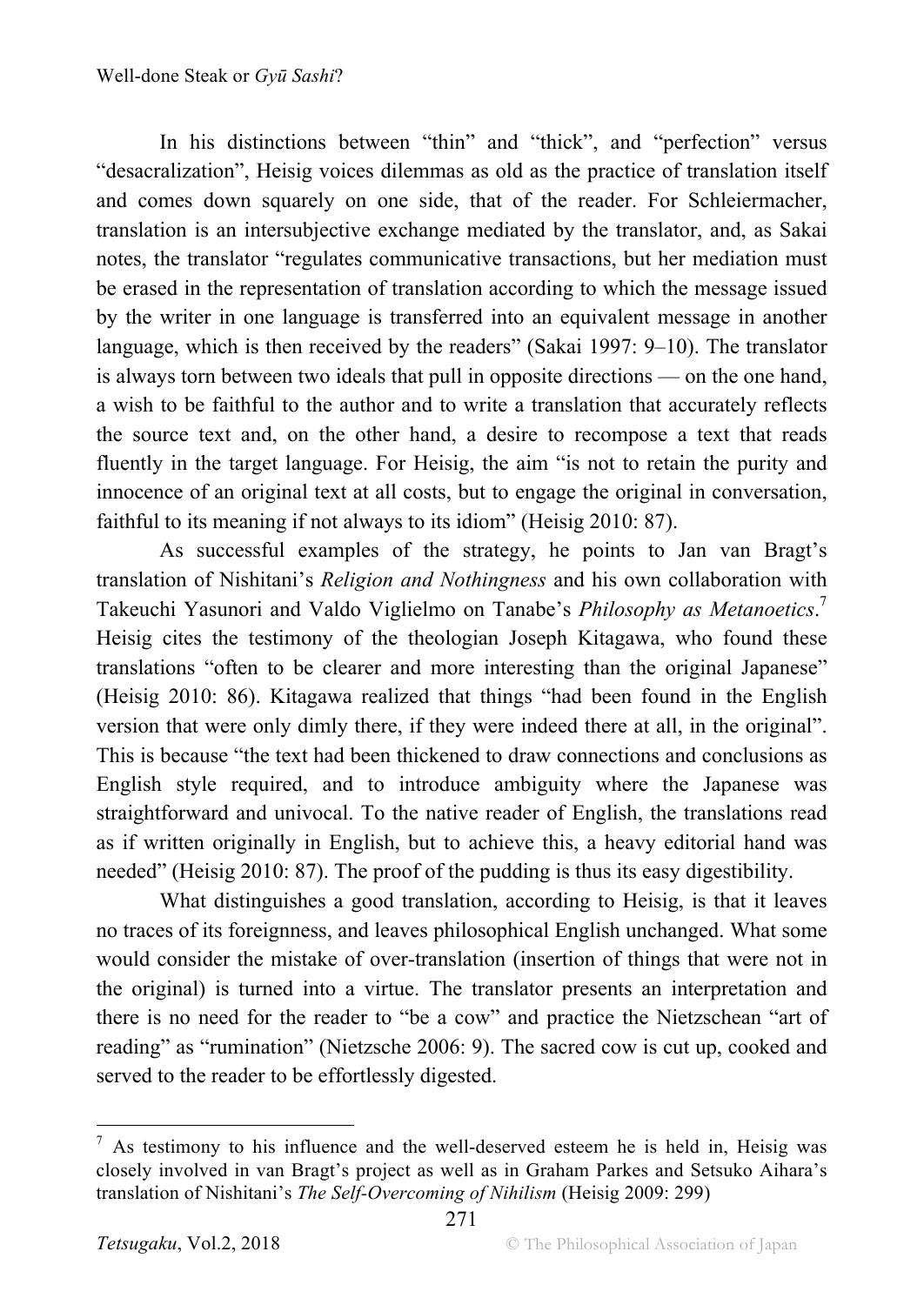In his distinctions between "thin" and "thick", and "perfection" versus "desacralization", Heisig voices dilemmas as old as the practice of translation itself and comes down squarely on one side, that of the reader. For Schleiermacher, translation is an intersubjective exchange mediated by the translator, and, as Sakai notes, the translator "regulates communicative transactions, but her mediation must be erased in the representation of translation according to which the message issued by the writer in one language is transferred into an equivalent message in another language, which is then received by the readers" (Sakai 1997: 9–10). The translator is always torn between two ideals that pull in opposite directions — on the one hand, a wish to be faithful to the author and to write a translation that accurately reflects the source text and, on the other hand, a desire to recompose a text that reads fluently in the target language. For Heisig, the aim "is not to retain the purity and innocence of an original text at all costs, but to engage the original in conversation, faithful to its meaning if not always to its idiom" (Heisig 2010: 87).

As successful examples of the strategy, he points to Jan van Bragt's translation of Nishitani's *Religion and Nothingness* and his own collaboration with Takeuchi Yasunori and Valdo Viglielmo on Tanabe's *Philosophy as Metanoetics*.[7] Heisig cites the testimony of the theologian Joseph Kitagawa, who found these translations "often to be clearer and more interesting than the original Japanese" (Heisig 2010: 86). Kitagawa realized that things "had been found in the English version that were only dimly there, if they were indeed there at all, in the original". This is because "the text had been thickened to draw connections and conclusions as English style required, and to introduce ambiguity where the Japanese was straightforward and univocal. To the native reader of English, the translations read as if written originally in English, but to achieve this, a heavy editorial hand was needed" (Heisig 2010: 87). The proof of the pudding is thus its easy digestibility.

What distinguishes a good translation, according to Heisig, is that it leaves no traces of its foreignness, and leaves philosophical English unchanged. What some would consider the mistake of over-translation (insertion of things that were not in the original) is turned into a virtue. The translator presents an interpretation and there is no need for the reader to "be a cow" and practice the Nietzschean "art of reading" as "rumination" (Nietzsche 2006: 9). The sacred cow is cut up, cooked and served to the reader to be effortlessly digested.

---

[7] As testimony to his influence and the well-deserved esteem he is held in, Heisig was closely involved in van Bragt's project as well as in Graham Parkes and Setsuko Aihara's translation of Nishitani's *The Self-Overcoming of Nihilism* (Heisig 2009: 299)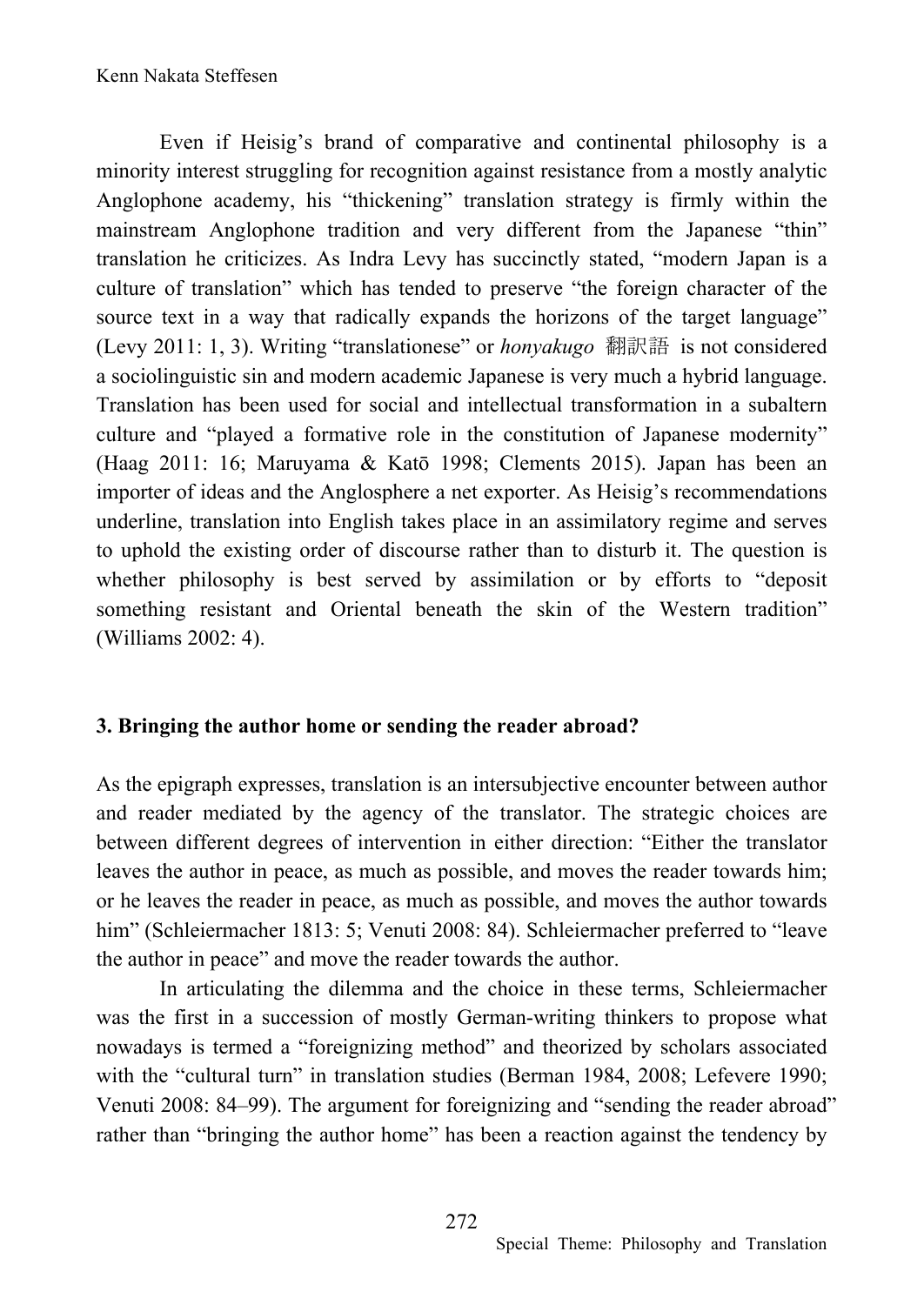Even if Heisig's brand of comparative and continental philosophy is a minority interest struggling for recognition against resistance from a mostly analytic Anglophone academy, his "thickening" translation strategy is firmly within the mainstream Anglophone tradition and very different from the Japanese "thin" translation he criticizes. As Indra Levy has succinctly stated, "modern Japan is a culture of translation" which has tended to preserve "the foreign character of the source text in a way that radically expands the horizons of the target language" (Levy 2011: 1, 3). Writing "translationese" or *honyakugo* 翻訳語 is not considered a sociolinguistic sin and modern academic Japanese is very much a hybrid language. Translation has been used for social and intellectual transformation in a subaltern culture and "played a formative role in the constitution of Japanese modernity" (Haag 2011: 16; Maruyama & Katō 1998; Clements 2015). Japan has been an importer of ideas and the Anglosphere a net exporter. As Heisig's recommendations underline, translation into English takes place in an assimilatory regime and serves to uphold the existing order of discourse rather than to disturb it. The question is whether philosophy is best served by assimilation or by efforts to "deposit something resistant and Oriental beneath the skin of the Western tradition" (Williams 2002: 4).

### 3. Bringing the author home or sending the reader abroad?

As the epigraph expresses, translation is an intersubjective encounter between author and reader mediated by the agency of the translator. The strategic choices are between different degrees of intervention in either direction: "Either the translator leaves the author in peace, as much as possible, and moves the reader towards him; or he leaves the reader in peace, as much as possible, and moves the author towards him" (Schleiermacher 1813: 5; Venuti 2008: 84). Schleiermacher preferred to "leave the author in peace" and move the reader towards the author.

In articulating the dilemma and the choice in these terms, Schleiermacher was the first in a succession of mostly German-writing thinkers to propose what nowadays is termed a "foreignizing method" and theorized by scholars associated with the "cultural turn" in translation studies (Berman 1984, 2008; Lefevere 1990; Venuti 2008: 84–99). The argument for foreignizing and "sending the reader abroad" rather than "bringing the author home" has been a reaction against the tendency by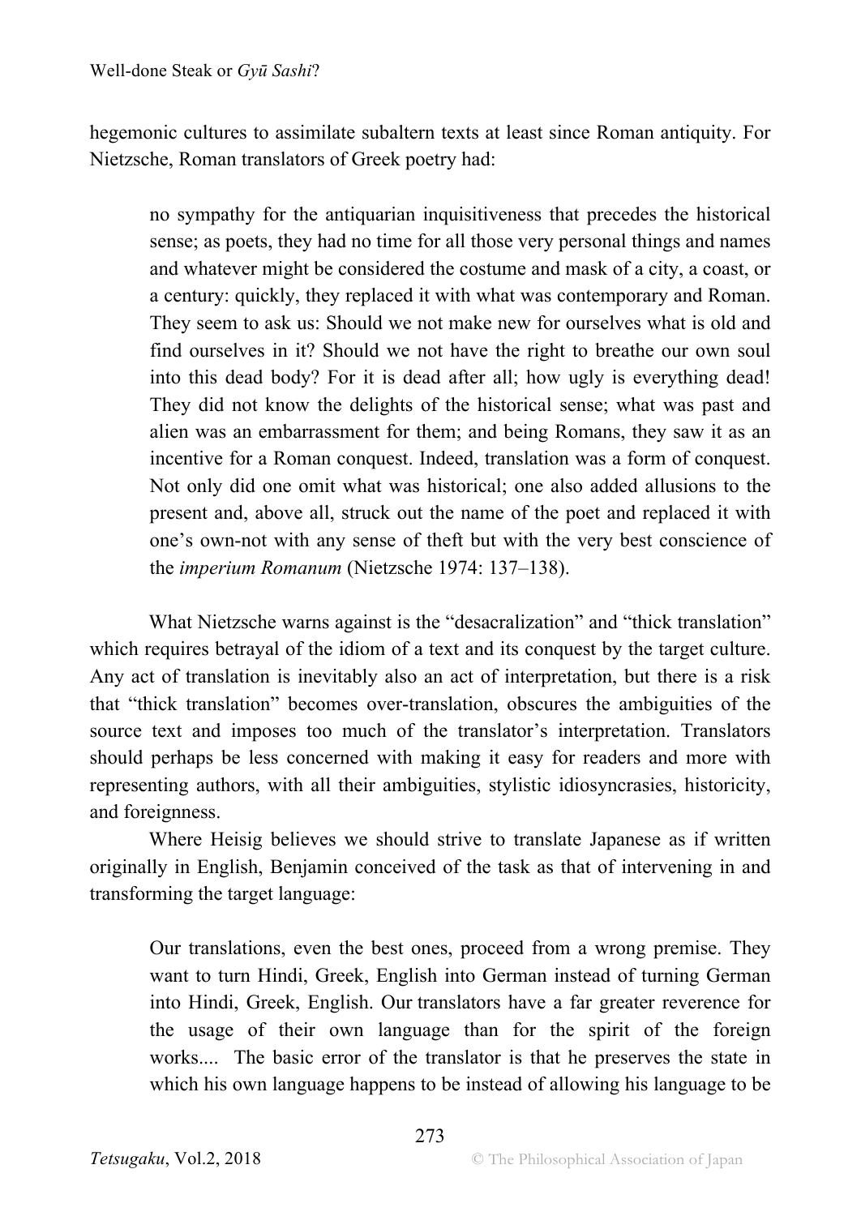hegemonic cultures to assimilate subaltern texts at least since Roman antiquity. For Nietzsche, Roman translators of Greek poetry had:

> no sympathy for the antiquarian inquisitiveness that precedes the historical sense; as poets, they had no time for all those very personal things and names and whatever might be considered the costume and mask of a city, a coast, or a century: quickly, they replaced it with what was contemporary and Roman. They seem to ask us: Should we not make new for ourselves what is old and find ourselves in it? Should we not have the right to breathe our own soul into this dead body? For it is dead after all; how ugly is everything dead! They did not know the delights of the historical sense; what was past and alien was an embarrassment for them; and being Romans, they saw it as an incentive for a Roman conquest. Indeed, translation was a form of conquest. Not only did one omit what was historical; one also added allusions to the present and, above all, struck out the name of the poet and replaced it with one's own-not with any sense of theft but with the very best conscience of the *imperium Romanum* (Nietzsche 1974: 137–138).

What Nietzsche warns against is the "desacralization" and "thick translation" which requires betrayal of the idiom of a text and its conquest by the target culture. Any act of translation is inevitably also an act of interpretation, but there is a risk that "thick translation" becomes over-translation, obscures the ambiguities of the source text and imposes too much of the translator's interpretation. Translators should perhaps be less concerned with making it easy for readers and more with representing authors, with all their ambiguities, stylistic idiosyncrasies, historicity, and foreignness.

Where Heisig believes we should strive to translate Japanese as if written originally in English, Benjamin conceived of the task as that of intervening in and transforming the target language:

> Our translations, even the best ones, proceed from a wrong premise. They want to turn Hindi, Greek, English into German instead of turning German into Hindi, Greek, English. Our translators have a far greater reverence for the usage of their own language than for the spirit of the foreign works.... The basic error of the translator is that he preserves the state in which his own language happens to be instead of allowing his language to be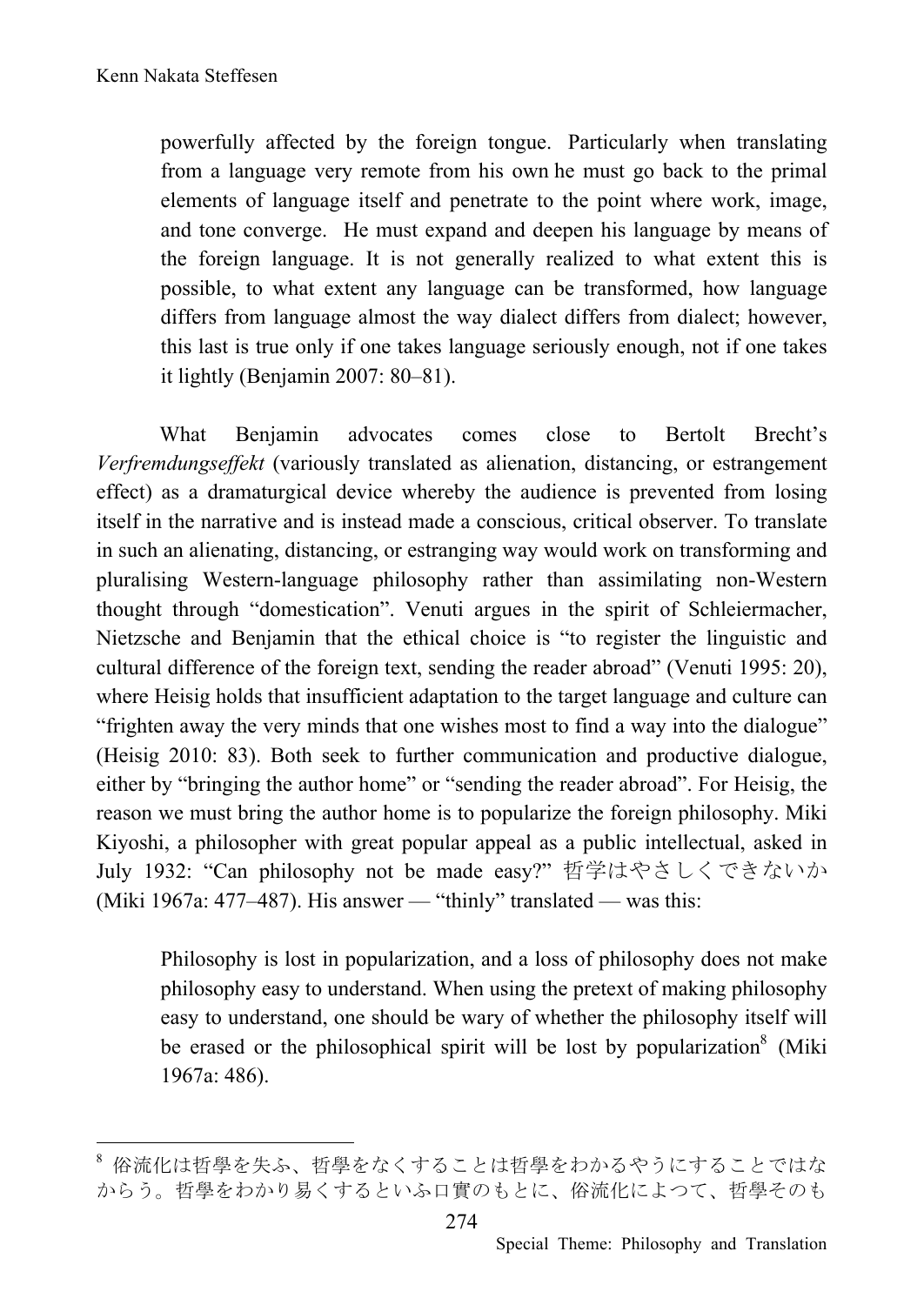> powerfully affected by the foreign tongue. Particularly when translating from a language very remote from his own he must go back to the primal elements of language itself and penetrate to the point where work, image, and tone converge. He must expand and deepen his language by means of the foreign language. It is not generally realized to what extent this is possible, to what extent any language can be transformed, how language differs from language almost the way dialect differs from dialect; however, this last is true only if one takes language seriously enough, not if one takes it lightly (Benjamin 2007: 80–81).

What Benjamin advocates comes close to Bertolt Brecht's *Verfremdungseffekt* (variously translated as alienation, distancing, or estrangement effect) as a dramaturgical device whereby the audience is prevented from losing itself in the narrative and is instead made a conscious, critical observer. To translate in such an alienating, distancing, or estranging way would work on transforming and pluralising Western-language philosophy rather than assimilating non-Western thought through "domestication". Venuti argues in the spirit of Schleiermacher, Nietzsche and Benjamin that the ethical choice is "to register the linguistic and cultural difference of the foreign text, sending the reader abroad" (Venuti 1995: 20), where Heisig holds that insufficient adaptation to the target language and culture can "frighten away the very minds that one wishes most to find a way into the dialogue" (Heisig 2010: 83). Both seek to further communication and productive dialogue, either by "bringing the author home" or "sending the reader abroad". For Heisig, the reason we must bring the author home is to popularize the foreign philosophy. Miki Kiyoshi, a philosopher with great popular appeal as a public intellectual, asked in July 1932: "Can philosophy not be made easy?" 哲学はやさしくできないか (Miki 1967a: 477–487). His answer — "thinly" translated — was this:

> Philosophy is lost in popularization, and a loss of philosophy does not make philosophy easy to understand. When using the pretext of making philosophy easy to understand, one should be wary of whether the philosophy itself will be erased or the philosophical spirit will be lost by popularization[8] (Miki 1967a: 486).

[8] 俗流化は哲學を失ふ、哲學をなくすることは哲學をわかるやうにすることではなからう。哲學をわかり易くするといふ口實のもとに、俗流化によつて、哲學そのも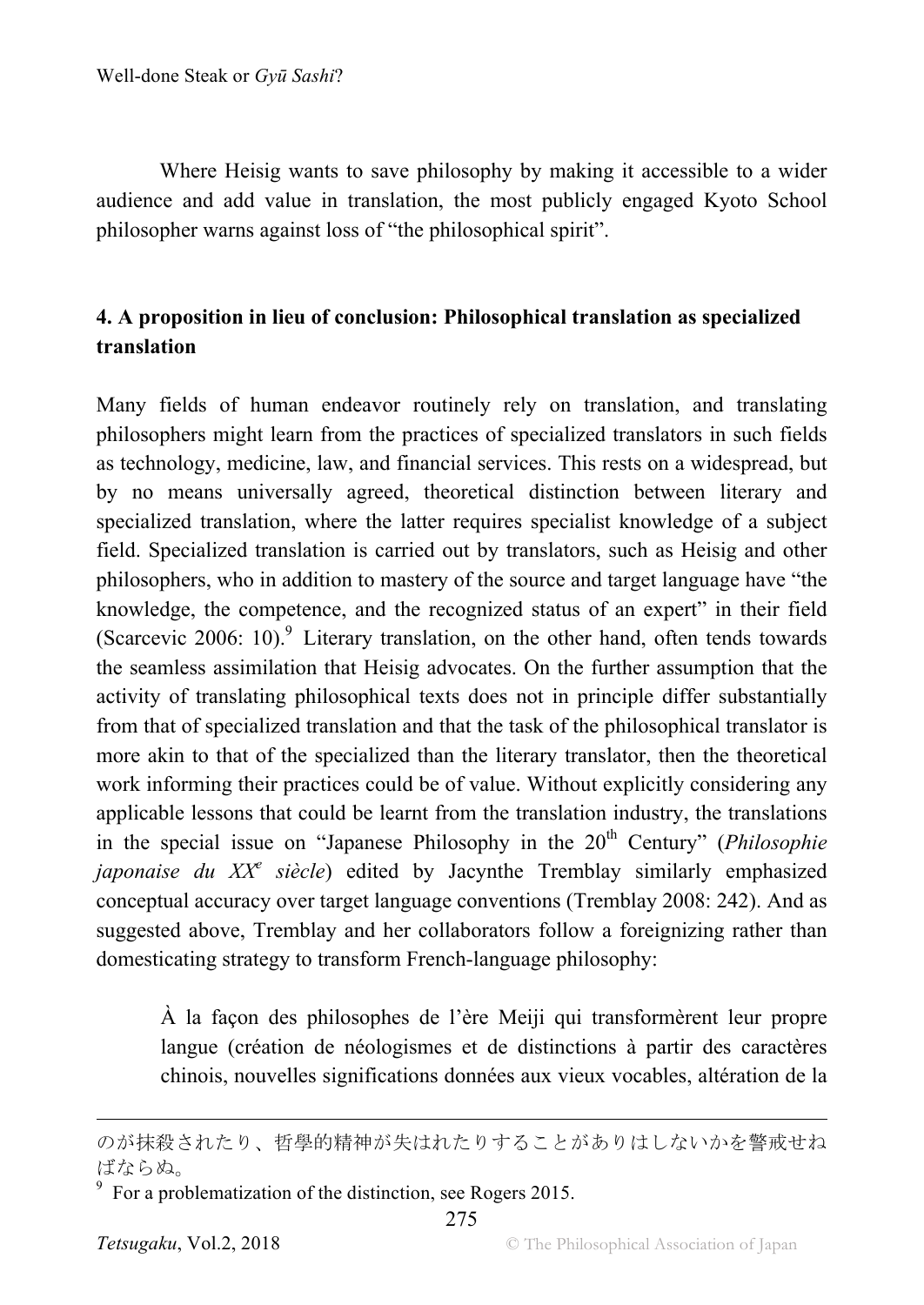Where Heisig wants to save philosophy by making it accessible to a wider audience and add value in translation, the most publicly engaged Kyoto School philosopher warns against loss of "the philosophical spirit".

## 4. A proposition in lieu of conclusion: Philosophical translation as specialized translation

Many fields of human endeavor routinely rely on translation, and translating philosophers might learn from the practices of specialized translators in such fields as technology, medicine, law, and financial services. This rests on a widespread, but by no means universally agreed, theoretical distinction between literary and specialized translation, where the latter requires specialist knowledge of a subject field. Specialized translation is carried out by translators, such as Heisig and other philosophers, who in addition to mastery of the source and target language have "the knowledge, the competence, and the recognized status of an expert" in their field (Scarcevic 2006: 10).[9] Literary translation, on the other hand, often tends towards the seamless assimilation that Heisig advocates. On the further assumption that the activity of translating philosophical texts does not in principle differ substantially from that of specialized translation and that the task of the philosophical translator is more akin to that of the specialized than the literary translator, then the theoretical work informing their practices could be of value. Without explicitly considering any applicable lessons that could be learnt from the translation industry, the translations in the special issue on "Japanese Philosophy in the 20th Century" (*Philosophie japonaise du XXe siècle*) edited by Jacynthe Tremblay similarly emphasized conceptual accuracy over target language conventions (Tremblay 2008: 242). And as suggested above, Tremblay and her collaborators follow a foreignizing rather than domesticating strategy to transform French-language philosophy:

> À la façon des philosophes de l'ère Meiji qui transformèrent leur propre langue (création de néologismes et de distinctions à partir des caractères chinois, nouvelles significations données aux vieux vocables, altération de la

---

のが抹殺されたり、哲學的精神が失はれたりすることがありはしないかを警戒せねばならぬ。

[9] For a problematization of the distinction, see Rogers 2015.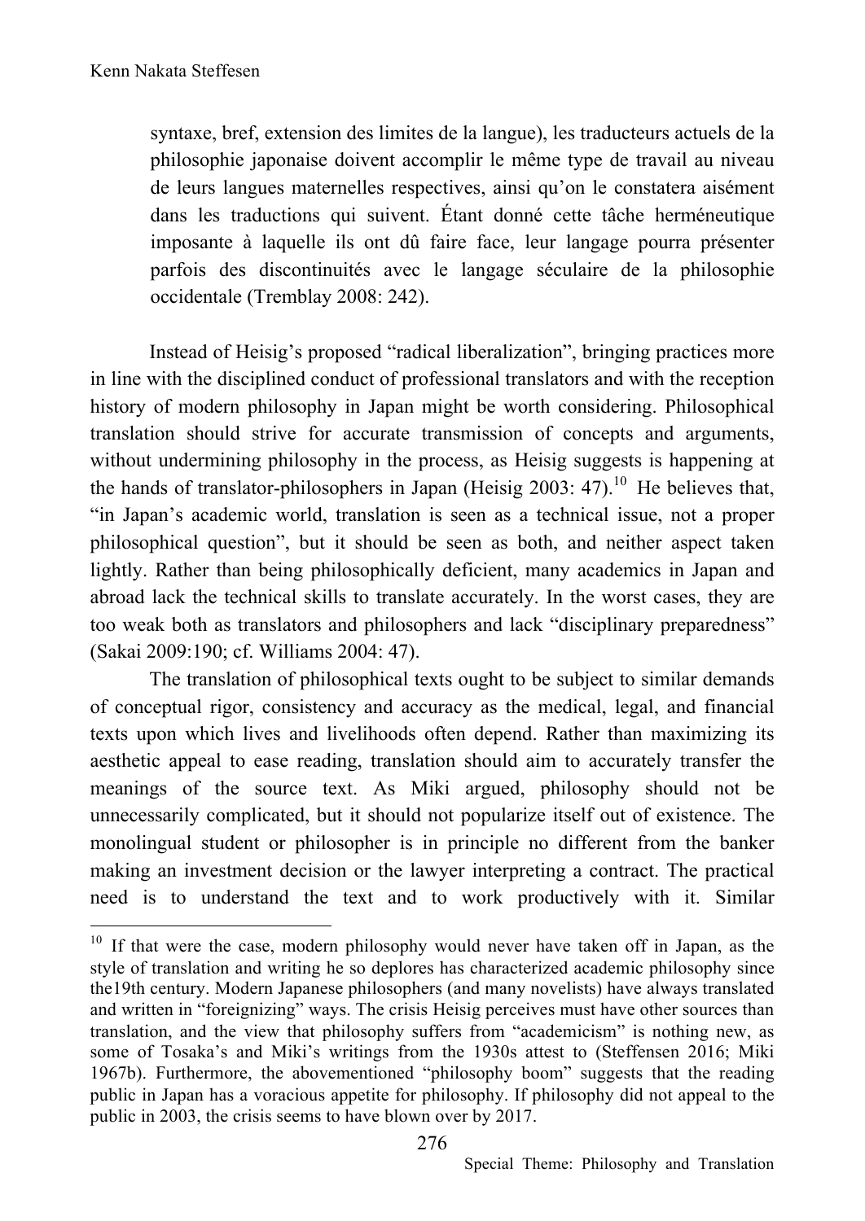> syntaxe, bref, extension des limites de la langue), les traducteurs actuels de la philosophie japonaise doivent accomplir le même type de travail au niveau de leurs langues maternelles respectives, ainsi qu'on le constatera aisément dans les traductions qui suivent. Étant donné cette tâche herméneutique imposante à laquelle ils ont dû faire face, leur langage pourra présenter parfois des discontinuités avec le langage séculaire de la philosophie occidentale (Tremblay 2008: 242).

Instead of Heisig's proposed "radical liberalization", bringing practices more in line with the disciplined conduct of professional translators and with the reception history of modern philosophy in Japan might be worth considering. Philosophical translation should strive for accurate transmission of concepts and arguments, without undermining philosophy in the process, as Heisig suggests is happening at the hands of translator-philosophers in Japan (Heisig 2003: 47).[10] He believes that, "in Japan's academic world, translation is seen as a technical issue, not a proper philosophical question", but it should be seen as both, and neither aspect taken lightly. Rather than being philosophically deficient, many academics in Japan and abroad lack the technical skills to translate accurately. In the worst cases, they are too weak both as translators and philosophers and lack "disciplinary preparedness" (Sakai 2009:190; cf. Williams 2004: 47).

The translation of philosophical texts ought to be subject to similar demands of conceptual rigor, consistency and accuracy as the medical, legal, and financial texts upon which lives and livelihoods often depend. Rather than maximizing its aesthetic appeal to ease reading, translation should aim to accurately transfer the meanings of the source text. As Miki argued, philosophy should not be unnecessarily complicated, but it should not popularize itself out of existence. The monolingual student or philosopher is in principle no different from the banker making an investment decision or the lawyer interpreting a contract. The practical need is to understand the text and to work productively with it. Similar

---

[10] If that were the case, modern philosophy would never have taken off in Japan, as the style of translation and writing he so deplores has characterized academic philosophy since the19th century. Modern Japanese philosophers (and many novelists) have always translated and written in "foreignizing" ways. The crisis Heisig perceives must have other sources than translation, and the view that philosophy suffers from "academicism" is nothing new, as some of Tosaka's and Miki's writings from the 1930s attest to (Steffensen 2016; Miki 1967b). Furthermore, the abovementioned "philosophy boom" suggests that the reading public in Japan has a voracious appetite for philosophy. If philosophy did not appeal to the public in 2003, the crisis seems to have blown over by 2017.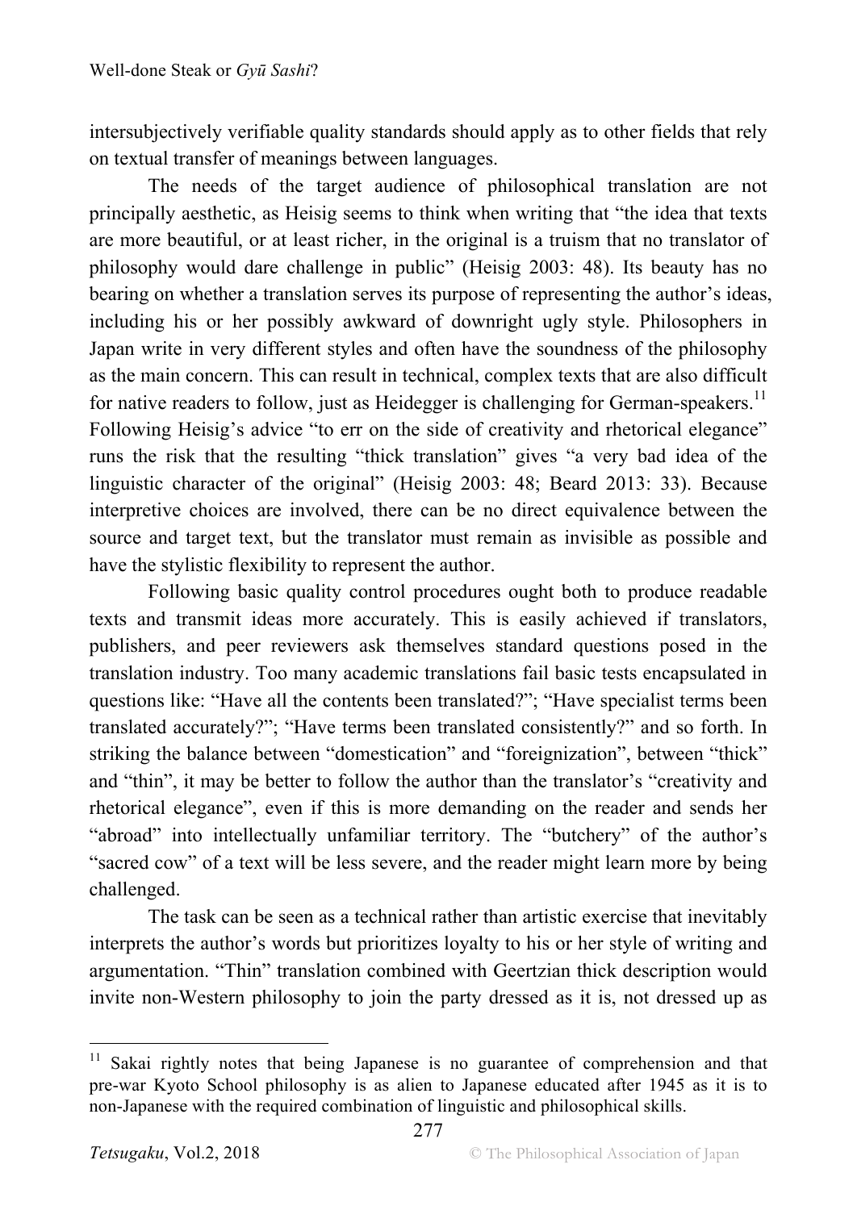intersubjectively verifiable quality standards should apply as to other fields that rely on textual transfer of meanings between languages.

The needs of the target audience of philosophical translation are not principally aesthetic, as Heisig seems to think when writing that "the idea that texts are more beautiful, or at least richer, in the original is a truism that no translator of philosophy would dare challenge in public" (Heisig 2003: 48). Its beauty has no bearing on whether a translation serves its purpose of representing the author's ideas, including his or her possibly awkward of downright ugly style. Philosophers in Japan write in very different styles and often have the soundness of the philosophy as the main concern. This can result in technical, complex texts that are also difficult for native readers to follow, just as Heidegger is challenging for German-speakers.[11] Following Heisig's advice "to err on the side of creativity and rhetorical elegance" runs the risk that the resulting "thick translation" gives "a very bad idea of the linguistic character of the original" (Heisig 2003: 48; Beard 2013: 33). Because interpretive choices are involved, there can be no direct equivalence between the source and target text, but the translator must remain as invisible as possible and have the stylistic flexibility to represent the author.

Following basic quality control procedures ought both to produce readable texts and transmit ideas more accurately. This is easily achieved if translators, publishers, and peer reviewers ask themselves standard questions posed in the translation industry. Too many academic translations fail basic tests encapsulated in questions like: "Have all the contents been translated?"; "Have specialist terms been translated accurately?"; "Have terms been translated consistently?" and so forth. In striking the balance between "domestication" and "foreignization", between "thick" and "thin", it may be better to follow the author than the translator's "creativity and rhetorical elegance", even if this is more demanding on the reader and sends her "abroad" into intellectually unfamiliar territory. The "butchery" of the author's "sacred cow" of a text will be less severe, and the reader might learn more by being challenged.

The task can be seen as a technical rather than artistic exercise that inevitably interprets the author's words but prioritizes loyalty to his or her style of writing and argumentation. "Thin" translation combined with Geertzian thick description would invite non-Western philosophy to join the party dressed as it is, not dressed up as

[11] Sakai rightly notes that being Japanese is no guarantee of comprehension and that pre-war Kyoto School philosophy is as alien to Japanese educated after 1945 as it is to non-Japanese with the required combination of linguistic and philosophical skills.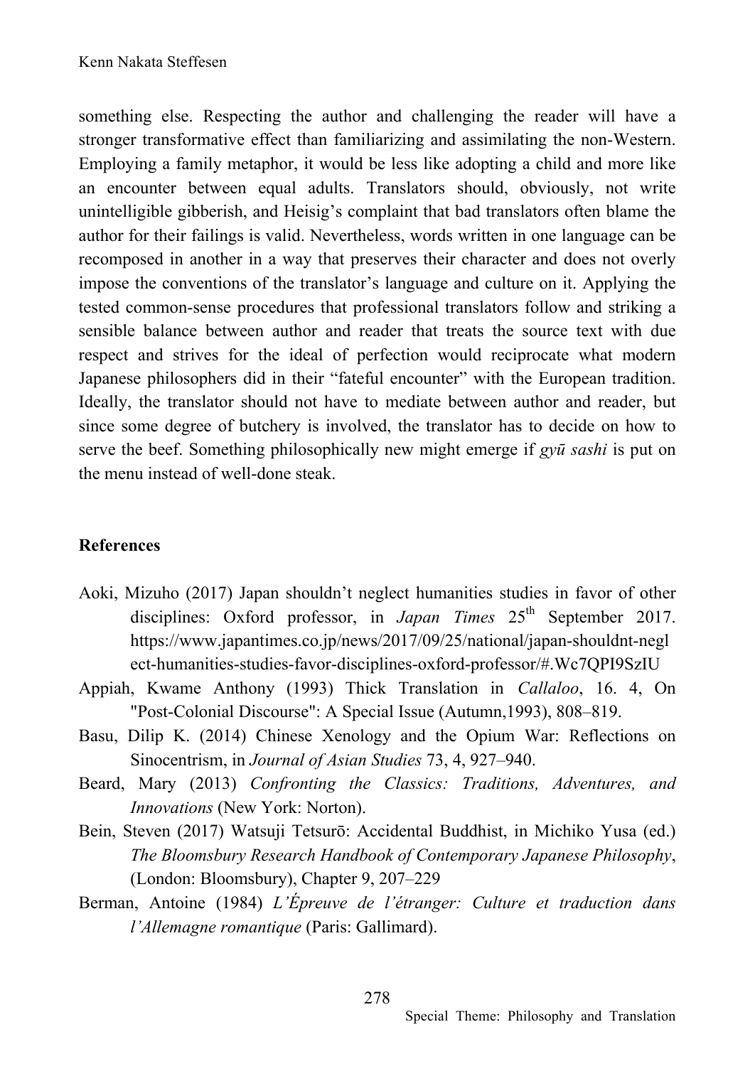something else. Respecting the author and challenging the reader will have a stronger transformative effect than familiarizing and assimilating the non-Western. Employing a family metaphor, it would be less like adopting a child and more like an encounter between equal adults. Translators should, obviously, not write unintelligible gibberish, and Heisig's complaint that bad translators often blame the author for their failings is valid. Nevertheless, words written in one language can be recomposed in another in a way that preserves their character and does not overly impose the conventions of the translator's language and culture on it. Applying the tested common-sense procedures that professional translators follow and striking a sensible balance between author and reader that treats the source text with due respect and strives for the ideal of perfection would reciprocate what modern Japanese philosophers did in their "fateful encounter" with the European tradition. Ideally, the translator should not have to mediate between author and reader, but since some degree of butchery is involved, the translator has to decide on how to serve the beef. Something philosophically new might emerge if *gyū sashi* is put on the menu instead of well-done steak.

## References

Aoki, Mizuho (2017) Japan shouldn't neglect humanities studies in favor of other disciplines: Oxford professor, in *Japan Times* 25th September 2017. https://www.japantimes.co.jp/news/2017/09/25/national/japan-shouldnt-neglect-humanities-studies-favor-disciplines-oxford-professor/#.Wc7QPI9SzIU

Appiah, Kwame Anthony (1993) Thick Translation in *Callaloo*, 16. 4, On "Post-Colonial Discourse": A Special Issue (Autumn,1993), 808–819.

Basu, Dilip K. (2014) Chinese Xenology and the Opium War: Reflections on Sinocentrism, in *Journal of Asian Studies* 73, 4, 927–940.

Beard, Mary (2013) *Confronting the Classics: Traditions, Adventures, and Innovations* (New York: Norton).

Bein, Steven (2017) Watsuji Tetsurō: Accidental Buddhist, in Michiko Yusa (ed.) *The Bloomsbury Research Handbook of Contemporary Japanese Philosophy*, (London: Bloomsbury), Chapter 9, 207–229

Berman, Antoine (1984) *L'Épreuve de l'étranger: Culture et traduction dans l'Allemagne romantique* (Paris: Gallimard).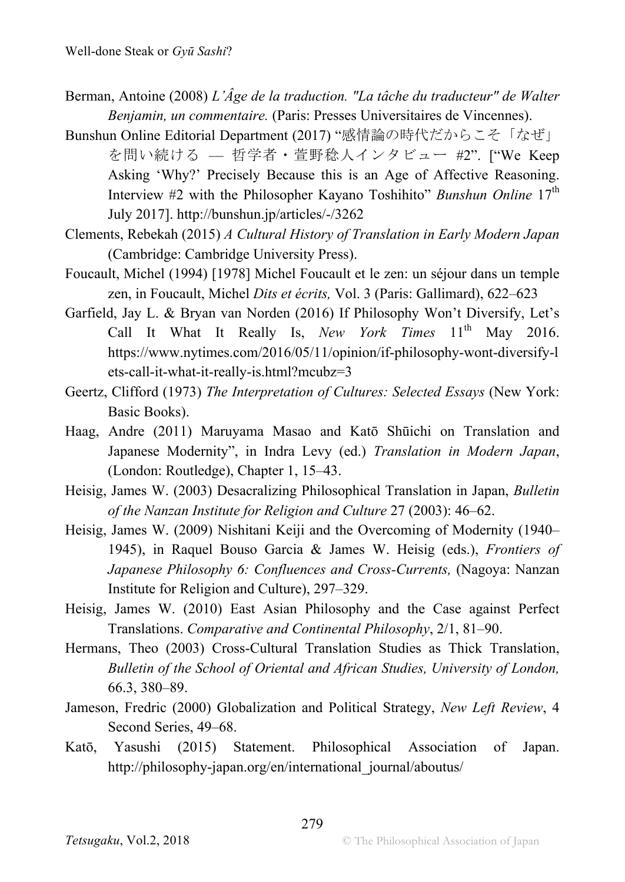Berman, Antoine (2008) *L'Âge de la traduction. "La tâche du traducteur" de Walter Benjamin, un commentaire.* (Paris: Presses Universitaires de Vincennes).

Bunshun Online Editorial Department (2017) "感情論の時代だからこそ「なぜ」を問い続ける — 哲学者・萱野稔人インタビュー #2". ["We Keep Asking 'Why?' Precisely Because this is an Age of Affective Reasoning. Interview #2 with the Philosopher Kayano Toshihito" *Bunshun Online* 17th July 2017]. http://bunshun.jp/articles/-/3262

Clements, Rebekah (2015) *A Cultural History of Translation in Early Modern Japan* (Cambridge: Cambridge University Press).

Foucault, Michel (1994) [1978] Michel Foucault et le zen: un séjour dans un temple zen, in Foucault, Michel *Dits et écrits,* Vol. 3 (Paris: Gallimard), 622–623

Garfield, Jay L. & Bryan van Norden (2016) If Philosophy Won't Diversify, Let's Call It What It Really Is, *New York Times* 11th May 2016. https://www.nytimes.com/2016/05/11/opinion/if-philosophy-wont-diversify-lets-call-it-what-it-really-is.html?mcubz=3

Geertz, Clifford (1973) *The Interpretation of Cultures: Selected Essays* (New York: Basic Books).

Haag, Andre (2011) Maruyama Masao and Katō Shūichi on Translation and Japanese Modernity", in Indra Levy (ed.) *Translation in Modern Japan*, (London: Routledge), Chapter 1, 15–43.

Heisig, James W. (2003) Desacralizing Philosophical Translation in Japan, *Bulletin of the Nanzan Institute for Religion and Culture* 27 (2003): 46–62.

Heisig, James W. (2009) Nishitani Keiji and the Overcoming of Modernity (1940–1945), in Raquel Bouso Garcia & James W. Heisig (eds.), *Frontiers of Japanese Philosophy 6: Confluences and Cross-Currents,* (Nagoya: Nanzan Institute for Religion and Culture), 297–329.

Heisig, James W. (2010) East Asian Philosophy and the Case against Perfect Translations. *Comparative and Continental Philosophy*, 2/1, 81–90.

Hermans, Theo (2003) Cross-Cultural Translation Studies as Thick Translation, *Bulletin of the School of Oriental and African Studies, University of London,* 66.3, 380–89.

Jameson, Fredric (2000) Globalization and Political Strategy, *New Left Review*, 4 Second Series, 49–68.

Katō, Yasushi (2015) Statement. Philosophical Association of Japan. http://philosophy-japan.org/en/international_journal/aboutus/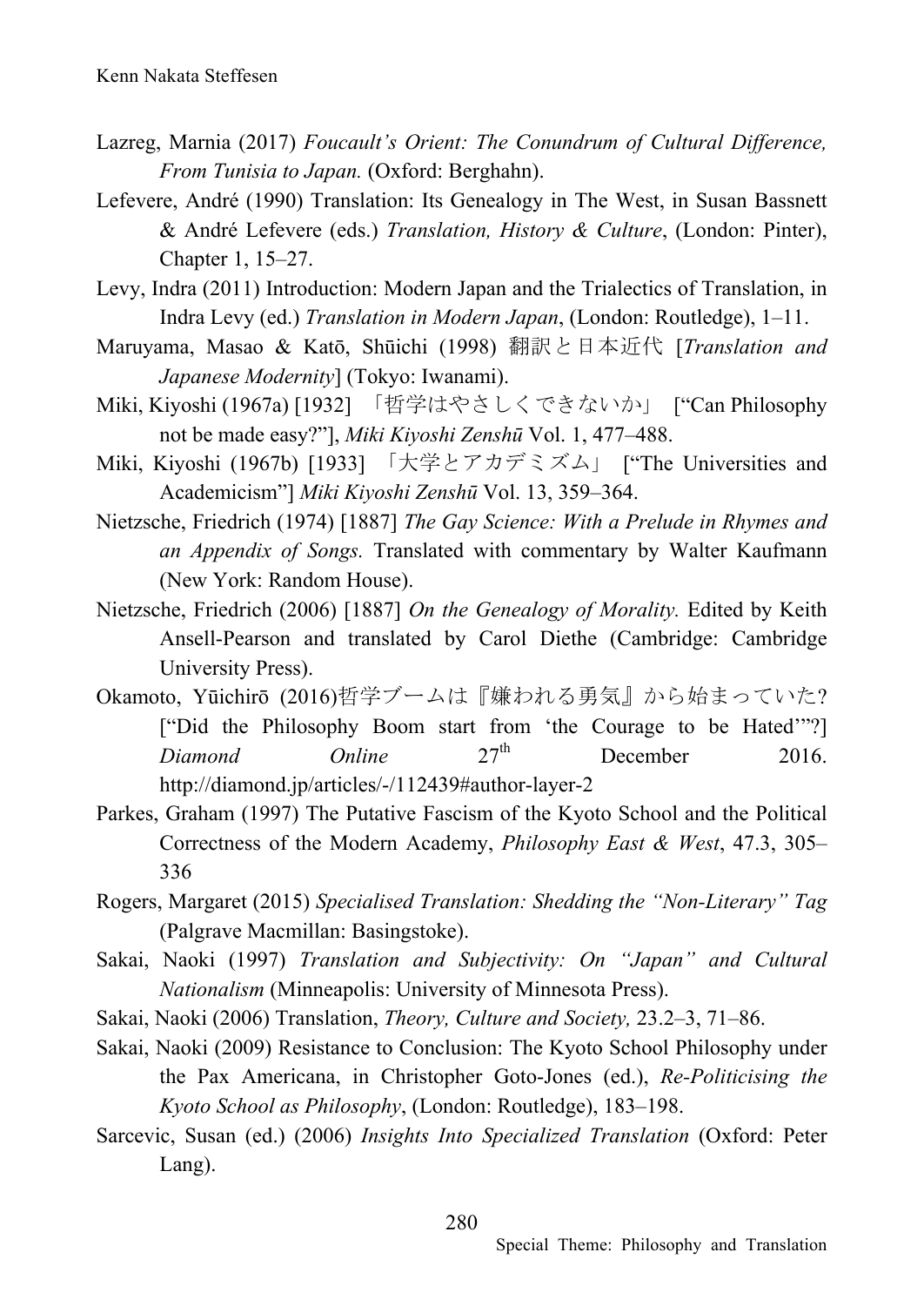Lazreg, Marnia (2017) *Foucault's Orient: The Conundrum of Cultural Difference, From Tunisia to Japan.* (Oxford: Berghahn).

Lefevere, André (1990) Translation: Its Genealogy in The West, in Susan Bassnett & André Lefevere (eds.) *Translation, History & Culture*, (London: Pinter), Chapter 1, 15–27.

Levy, Indra (2011) Introduction: Modern Japan and the Trialectics of Translation, in Indra Levy (ed.) *Translation in Modern Japan*, (London: Routledge), 1–11.

Maruyama, Masao & Katō, Shūichi (1998) 翻訳と日本近代 [*Translation and Japanese Modernity*] (Tokyo: Iwanami).

Miki, Kiyoshi (1967a) [1932] 「哲学はやさしくできないか」 ["Can Philosophy not be made easy?"], *Miki Kiyoshi Zenshū* Vol. 1, 477–488.

Miki, Kiyoshi (1967b) [1933] 「大学とアカデミズム」 ["The Universities and Academicism"] *Miki Kiyoshi Zenshū* Vol. 13, 359–364.

Nietzsche, Friedrich (1974) [1887] *The Gay Science: With a Prelude in Rhymes and an Appendix of Songs.* Translated with commentary by Walter Kaufmann (New York: Random House).

Nietzsche, Friedrich (2006) [1887] *On the Genealogy of Morality.* Edited by Keith Ansell-Pearson and translated by Carol Diethe (Cambridge: Cambridge University Press).

Okamoto, Yūichirō (2016)哲学ブームは『嫌われる勇気』から始まっていた? ["Did the Philosophy Boom start from 'the Courage to be Hated'"?] *Diamond Online* 27th December 2016. http://diamond.jp/articles/-/112439#author-layer-2

Parkes, Graham (1997) The Putative Fascism of the Kyoto School and the Political Correctness of the Modern Academy, *Philosophy East & West*, 47.3, 305–336

Rogers, Margaret (2015) *Specialised Translation: Shedding the "Non-Literary" Tag* (Palgrave Macmillan: Basingstoke).

Sakai, Naoki (1997) *Translation and Subjectivity: On "Japan" and Cultural Nationalism* (Minneapolis: University of Minnesota Press).

Sakai, Naoki (2006) Translation, *Theory, Culture and Society,* 23.2–3, 71–86.

Sakai, Naoki (2009) Resistance to Conclusion: The Kyoto School Philosophy under the Pax Americana, in Christopher Goto-Jones (ed.), *Re-Politicising the Kyoto School as Philosophy*, (London: Routledge), 183–198.

Sarcevic, Susan (ed.) (2006) *Insights Into Specialized Translation* (Oxford: Peter Lang).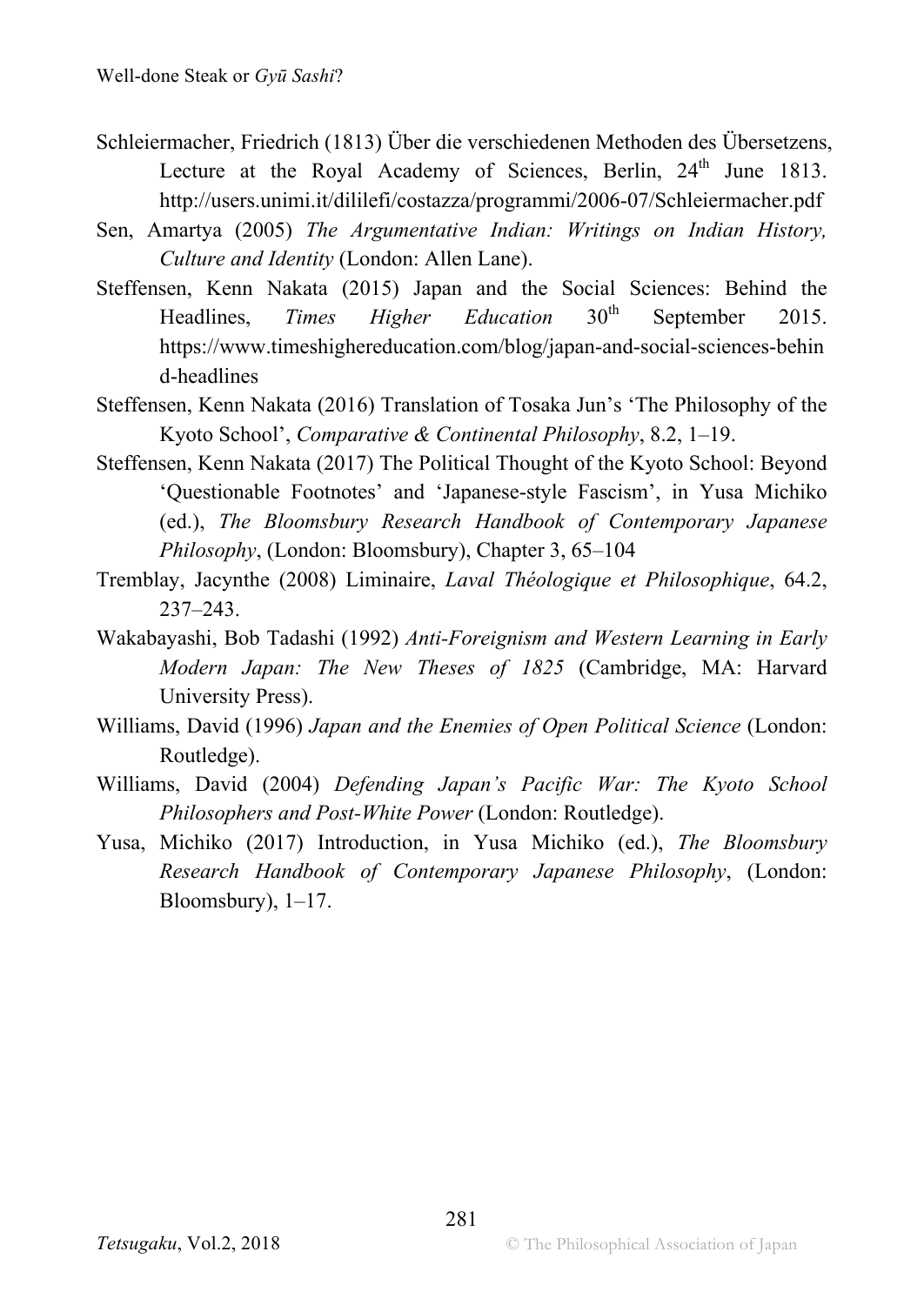Schleiermacher, Friedrich (1813) Über die verschiedenen Methoden des Übersetzens, Lecture at the Royal Academy of Sciences, Berlin, 24th June 1813. http://users.unimi.it/dililefi/costazza/programmi/2006-07/Schleiermacher.pdf

Sen, Amartya (2005) *The Argumentative Indian: Writings on Indian History, Culture and Identity* (London: Allen Lane).

Steffensen, Kenn Nakata (2015) Japan and the Social Sciences: Behind the Headlines, *Times Higher Education* 30th September 2015. https://www.timeshighereducation.com/blog/japan-and-social-sciences-behind-headlines

Steffensen, Kenn Nakata (2016) Translation of Tosaka Jun's 'The Philosophy of the Kyoto School', *Comparative & Continental Philosophy*, 8.2, 1–19.

Steffensen, Kenn Nakata (2017) The Political Thought of the Kyoto School: Beyond 'Questionable Footnotes' and 'Japanese-style Fascism', in Yusa Michiko (ed.), *The Bloomsbury Research Handbook of Contemporary Japanese Philosophy*, (London: Bloomsbury), Chapter 3, 65–104

Tremblay, Jacynthe (2008) Liminaire, *Laval Théologique et Philosophique*, 64.2, 237–243.

Wakabayashi, Bob Tadashi (1992) *Anti-Foreignism and Western Learning in Early Modern Japan: The New Theses of 1825* (Cambridge, MA: Harvard University Press).

Williams, David (1996) *Japan and the Enemies of Open Political Science* (London: Routledge).

Williams, David (2004) *Defending Japan's Pacific War: The Kyoto School Philosophers and Post-White Power* (London: Routledge).

Yusa, Michiko (2017) Introduction, in Yusa Michiko (ed.), *The Bloomsbury Research Handbook of Contemporary Japanese Philosophy*, (London: Bloomsbury), 1–17.